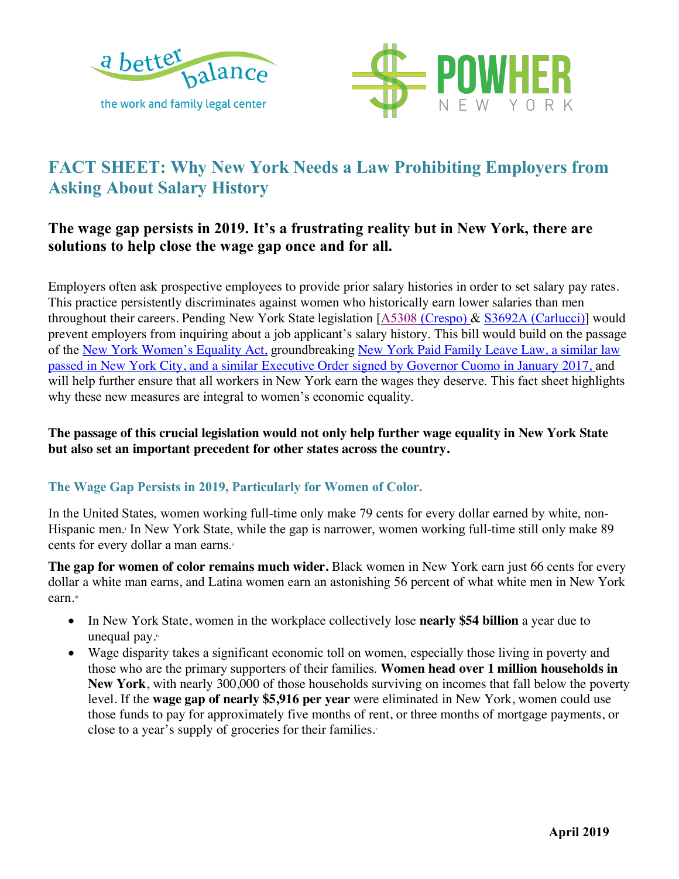a better balance

the work and family legal center

POWHER NEW YORK

# FACT SHEET: Why New York Needs a Law Prohibiting Employers from Asking About Salary History

## The wage gap persists in 2019. It's a frustrating reality but in New York, there are solutions to help close the wage gap once and for all.

Employers often ask prospective employees to provide prior salary histories in order to set salary pay rates. This practice persistently discriminates against women who historically earn lower salaries than men throughout their careers. Pending New York State legislation [A5308 (Crespo) & S3692A (Carlucci)] would prevent employers from inquiring about a job applicant's salary history. This bill would build on the passage of the New York Women's Equality Act, groundbreaking New York Paid Family Leave Law, a similar law passed in New York City, and a similar Executive Order signed by Governor Cuomo in January 2017, and will help further ensure that all workers in New York earn the wages they deserve. This fact sheet highlights why these new measures are integral to women's economic equality.

**The passage of this crucial legislation would not only help further wage equality in New York State but also set an important precedent for other states across the country.**

### The Wage Gap Persists in 2019, Particularly for Women of Color.

In the United States, women working full-time only make 79 cents for every dollar earned by white, non-Hispanic men.[i] In New York State, while the gap is narrower, women working full-time still only make 89 cents for every dollar a man earns.[ii]

**The gap for women of color remains much wider.** Black women in New York earn just 66 cents for every dollar a white man earns, and Latina women earn an astonishing 56 percent of what white men in New York earn.[iii]

- In New York State, women in the workplace collectively lose **nearly $54 billion** a year due to unequal pay.[iv]
- Wage disparity takes a significant economic toll on women, especially those living in poverty and those who are the primary supporters of their families. **Women head over 1 million households in New York**, with nearly 300,000 of those households surviving on incomes that fall below the poverty level. If the **wage gap of nearly $5,916 per year** were eliminated in New York, women could use those funds to pay for approximately five months of rent, or three months of mortgage payments, or close to a year's supply of groceries for their families.[v]

**April 2019**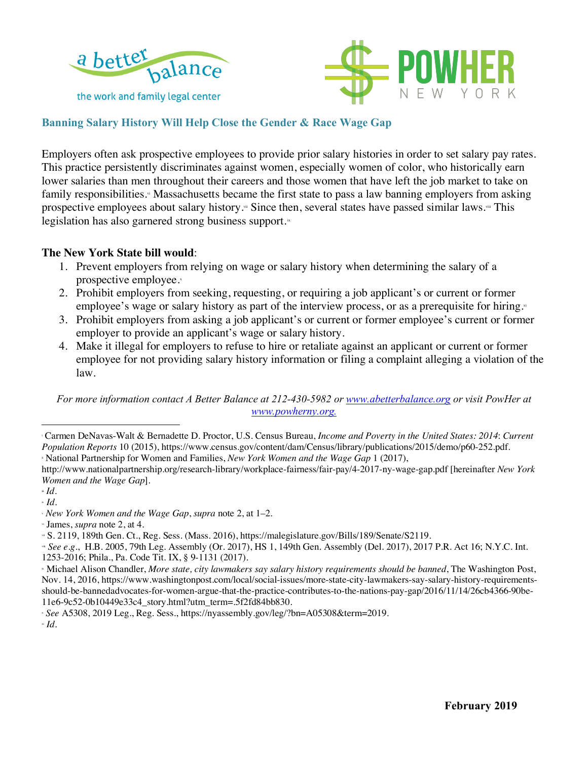## Banning Salary History Will Help Close the Gender & Race Wage Gap

Employers often ask prospective employees to provide prior salary histories in order to set salary pay rates. This practice persistently discriminates against women, especially women of color, who historically earn lower salaries than men throughout their careers and those women that have left the job market to take on family responsibilities.[vi] Massachusetts became the first state to pass a law banning employers from asking prospective employees about salary history.[vii] Since then, several states have passed similar laws.[viii] This legislation has also garnered strong business support.[ix]

**The New York State bill would**:

1. Prevent employers from relying on wage or salary history when determining the salary of a prospective employee.[x]
2. Prohibit employers from seeking, requesting, or requiring a job applicant's or current or former employee's wage or salary history as part of the interview process, or as a prerequisite for hiring.[xi]
3. Prohibit employers from asking a job applicant's or current or former employee's current or former employer to provide an applicant's wage or salary history.
4. Make it illegal for employers to refuse to hire or retaliate against an applicant or current or former employee for not providing salary history information or filing a complaint alleging a violation of the law.

*For more information contact A Better Balance at 212-430-5982 or www.abetterbalance.org or visit PowHer at www.powherny.org.*

---

[i] Carmen DeNavas-Walt & Bernadette D. Proctor, U.S. Census Bureau, *Income and Poverty in the United States: 2014*: *Current Population Reports* 10 (2015), https://www.census.gov/content/dam/Census/library/publications/2015/demo/p60-252.pdf.

[ii] National Partnership for Women and Families, *New York Women and the Wage Gap* 1 (2017), http://www.nationalpartnership.org/research-library/workplace-fairness/fair-pay/4-2017-ny-wage-gap.pdf [hereinafter *New York Women and the Wage Gap*].

[iii] *Id*.

[iv] *Id*.

[v] *New York Women and the Wage Gap*, *supra* note 2, at 1–2.

[vi] James, *supra* note 2, at 4.

[vii] S. 2119, 189th Gen. Ct., Reg. Sess. (Mass. 2016), https://malegislature.gov/Bills/189/Senate/S2119.

[viii] *See e.g*., H.B. 2005, 79th Leg. Assembly (Or. 2017), HS 1, 149th Gen. Assembly (Del. 2017), 2017 P.R. Act 16; N.Y.C. Int. 1253-2016; Phila., Pa. Code Tit. IX, § 9-1131 (2017).

[ix] Michael Alison Chandler, *More state, city lawmakers say salary history requirements should be banned*, The Washington Post, Nov. 14, 2016, https://www.washingtonpost.com/local/social-issues/more-state-city-lawmakers-say-salary-history-requirements-should-be-bannedadvocates-for-women-argue-that-the-practice-contributes-to-the-nations-pay-gap/2016/11/14/26cb4366-90be-11e6-9c52-0b10449e33c4_story.html?utm_term=.5f2fd84bb830.

[x] *See* A5308, 2019 Leg., Reg. Sess., https://nyassembly.gov/leg/?bn=A05308&term=2019.

[xi] *Id*.

**February 2019**